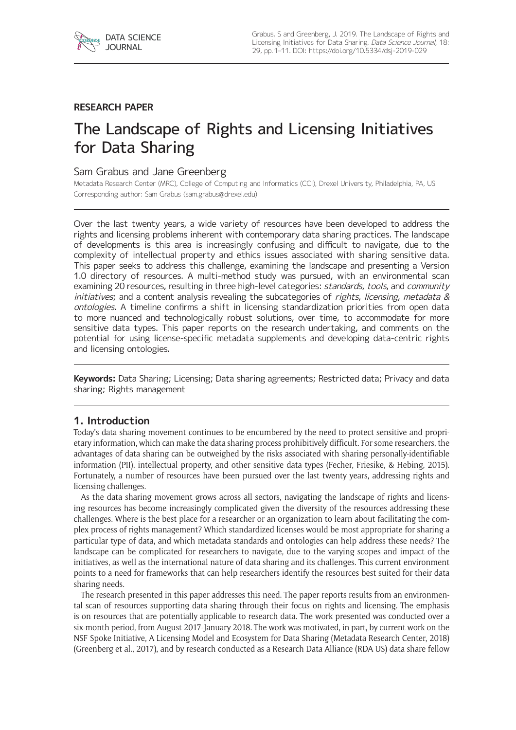RESEARCH PAPER

# The Landscape of Rights and Licensing Initiatives for Data Sharing

Sam Grabus and Jane Greenberg

Metadata Research Center (MRC), College of Computing and Informatics (CCI), Drexel University, Philadelphia, PA, US

Corresponding author: Sam Grabus (sam.grabus@drexel.edu)

Over the last twenty years, a wide variety of resources have been developed to address the rights and licensing problems inherent with contemporary data sharing practices. The landscape of developments is this area is increasingly confusing and difficult to navigate, due to the complexity of intellectual property and ethics issues associated with sharing sensitive data. This paper seeks to address this challenge, examining the landscape and presenting a Version 1.0 directory of resources. A multi-method study was pursued, with an environmental scan examining 20 resources, resulting in three high-level categories: *standards*, *tools*, and *community initiatives*; and a content analysis revealing the subcategories of *rights*, *licensing*, *metadata & ontologies*. A timeline confirms a shift in licensing standardization priorities from open data to more nuanced and technologically robust solutions, over time, to accommodate for more sensitive data types. This paper reports on the research undertaking, and comments on the potential for using license-specific metadata supplements and developing data-centric rights and licensing ontologies.

**Keywords:** Data Sharing; Licensing; Data sharing agreements; Restricted data; Privacy and data sharing; Rights management

## 1. Introduction

Today's data sharing movement continues to be encumbered by the need to protect sensitive and proprietary information, which can make the data sharing process prohibitively difficult. For some researchers, the advantages of data sharing can be outweighed by the risks associated with sharing personally-identifiable information (PII), intellectual property, and other sensitive data types (Fecher, Friesike, & Hebing, 2015). Fortunately, a number of resources have been pursued over the last twenty years, addressing rights and licensing challenges.

As the data sharing movement grows across all sectors, navigating the landscape of rights and licensing resources has become increasingly complicated given the diversity of the resources addressing these challenges. Where is the best place for a researcher or an organization to learn about facilitating the complex process of rights management? Which standardized licenses would be most appropriate for sharing a particular type of data, and which metadata standards and ontologies can help address these needs? The landscape can be complicated for researchers to navigate, due to the varying scopes and impact of the initiatives, as well as the international nature of data sharing and its challenges. This current environment points to a need for frameworks that can help researchers identify the resources best suited for their data sharing needs.

The research presented in this paper addresses this need. The paper reports results from an environmental scan of resources supporting data sharing through their focus on rights and licensing. The emphasis is on resources that are potentially applicable to research data. The work presented was conducted over a six-month period, from August 2017-January 2018. The work was motivated, in part, by current work on the NSF Spoke Initiative, A Licensing Model and Ecosystem for Data Sharing (Metadata Research Center, 2018) (Greenberg et al., 2017), and by research conducted as a Research Data Alliance (RDA US) data share fellow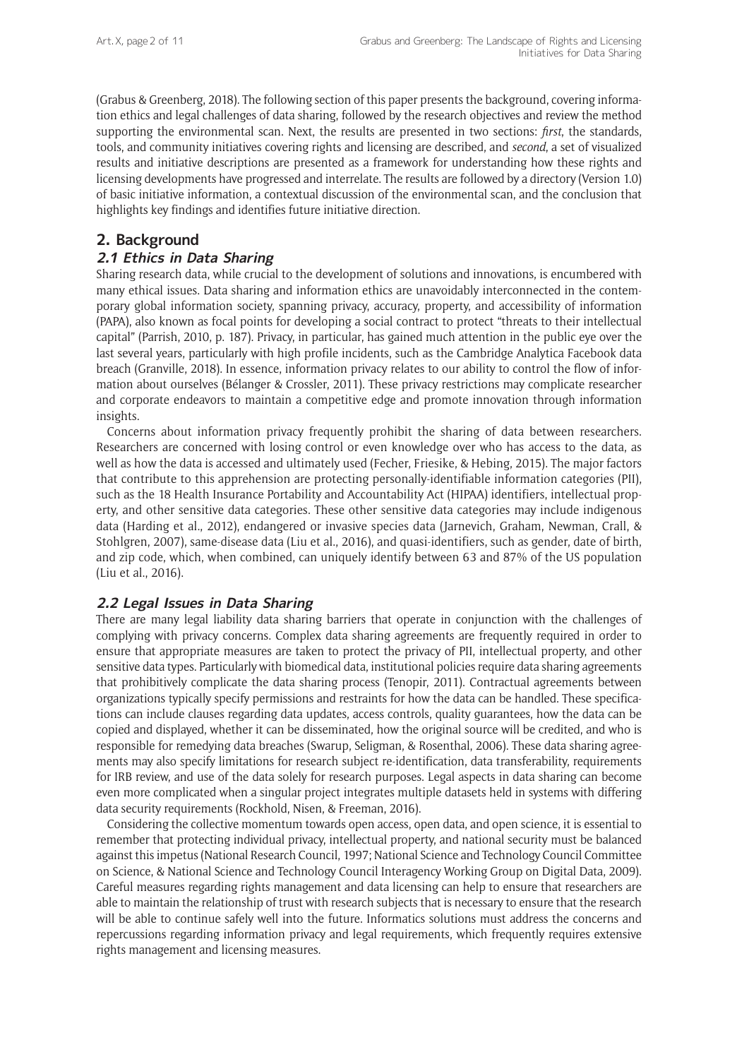(Grabus & Greenberg, 2018). The following section of this paper presents the background, covering information ethics and legal challenges of data sharing, followed by the research objectives and review the method supporting the environmental scan. Next, the results are presented in two sections: *first*, the standards, tools, and community initiatives covering rights and licensing are described, and *second*, a set of visualized results and initiative descriptions are presented as a framework for understanding how these rights and licensing developments have progressed and interrelate. The results are followed by a directory (Version 1.0) of basic initiative information, a contextual discussion of the environmental scan, and the conclusion that highlights key findings and identifies future initiative direction.

## 2. Background

### *2.1 Ethics in Data Sharing*

Sharing research data, while crucial to the development of solutions and innovations, is encumbered with many ethical issues. Data sharing and information ethics are unavoidably interconnected in the contemporary global information society, spanning privacy, accuracy, property, and accessibility of information (PAPA), also known as focal points for developing a social contract to protect "threats to their intellectual capital" (Parrish, 2010, p. 187). Privacy, in particular, has gained much attention in the public eye over the last several years, particularly with high profile incidents, such as the Cambridge Analytica Facebook data breach (Granville, 2018). In essence, information privacy relates to our ability to control the flow of information about ourselves (Bélanger & Crossler, 2011). These privacy restrictions may complicate researcher and corporate endeavors to maintain a competitive edge and promote innovation through information insights.

Concerns about information privacy frequently prohibit the sharing of data between researchers. Researchers are concerned with losing control or even knowledge over who has access to the data, as well as how the data is accessed and ultimately used (Fecher, Friesike, & Hebing, 2015). The major factors that contribute to this apprehension are protecting personally-identifiable information categories (PII), such as the 18 Health Insurance Portability and Accountability Act (HIPAA) identifiers, intellectual property, and other sensitive data categories. These other sensitive data categories may include indigenous data (Harding et al., 2012), endangered or invasive species data (Jarnevich, Graham, Newman, Crall, & Stohlgren, 2007), same-disease data (Liu et al., 2016), and quasi-identifiers, such as gender, date of birth, and zip code, which, when combined, can uniquely identify between 63 and 87% of the US population (Liu et al., 2016).

### *2.2 Legal Issues in Data Sharing*

There are many legal liability data sharing barriers that operate in conjunction with the challenges of complying with privacy concerns. Complex data sharing agreements are frequently required in order to ensure that appropriate measures are taken to protect the privacy of PII, intellectual property, and other sensitive data types. Particularly with biomedical data, institutional policies require data sharing agreements that prohibitively complicate the data sharing process (Tenopir, 2011). Contractual agreements between organizations typically specify permissions and restraints for how the data can be handled. These specifications can include clauses regarding data updates, access controls, quality guarantees, how the data can be copied and displayed, whether it can be disseminated, how the original source will be credited, and who is responsible for remedying data breaches (Swarup, Seligman, & Rosenthal, 2006). These data sharing agreements may also specify limitations for research subject re-identification, data transferability, requirements for IRB review, and use of the data solely for research purposes. Legal aspects in data sharing can become even more complicated when a singular project integrates multiple datasets held in systems with differing data security requirements (Rockhold, Nisen, & Freeman, 2016).

Considering the collective momentum towards open access, open data, and open science, it is essential to remember that protecting individual privacy, intellectual property, and national security must be balanced against this impetus (National Research Council, 1997; National Science and Technology Council Committee on Science, & National Science and Technology Council Interagency Working Group on Digital Data, 2009). Careful measures regarding rights management and data licensing can help to ensure that researchers are able to maintain the relationship of trust with research subjects that is necessary to ensure that the research will be able to continue safely well into the future. Informatics solutions must address the concerns and repercussions regarding information privacy and legal requirements, which frequently requires extensive rights management and licensing measures.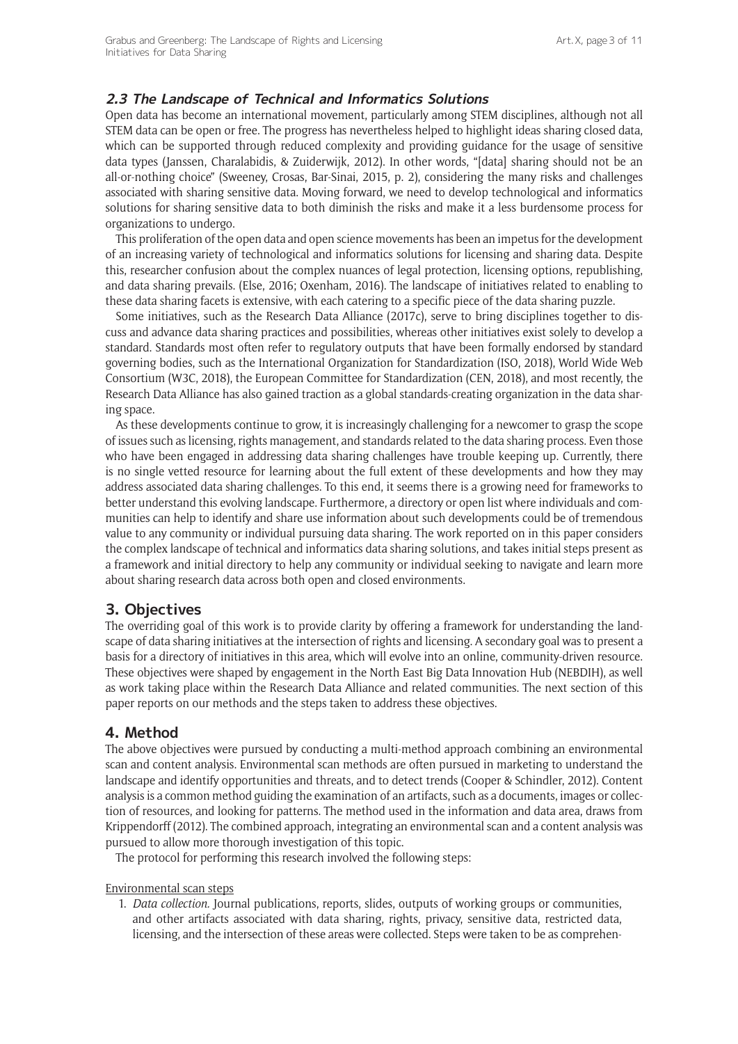### 2.3 The Landscape of Technical and Informatics Solutions

Open data has become an international movement, particularly among STEM disciplines, although not all STEM data can be open or free. The progress has nevertheless helped to highlight ideas sharing closed data, which can be supported through reduced complexity and providing guidance for the usage of sensitive data types (Janssen, Charalabidis, & Zuiderwijk, 2012). In other words, "[data] sharing should not be an all-or-nothing choice" (Sweeney, Crosas, Bar-Sinai, 2015, p. 2), considering the many risks and challenges associated with sharing sensitive data. Moving forward, we need to develop technological and informatics solutions for sharing sensitive data to both diminish the risks and make it a less burdensome process for organizations to undergo.

This proliferation of the open data and open science movements has been an impetus for the development of an increasing variety of technological and informatics solutions for licensing and sharing data. Despite this, researcher confusion about the complex nuances of legal protection, licensing options, republishing, and data sharing prevails. (Else, 2016; Oxenham, 2016). The landscape of initiatives related to enabling to these data sharing facets is extensive, with each catering to a specific piece of the data sharing puzzle.

Some initiatives, such as the Research Data Alliance (2017c), serve to bring disciplines together to discuss and advance data sharing practices and possibilities, whereas other initiatives exist solely to develop a standard. Standards most often refer to regulatory outputs that have been formally endorsed by standard governing bodies, such as the International Organization for Standardization (ISO, 2018), World Wide Web Consortium (W3C, 2018), the European Committee for Standardization (CEN, 2018), and most recently, the Research Data Alliance has also gained traction as a global standards-creating organization in the data sharing space.

As these developments continue to grow, it is increasingly challenging for a newcomer to grasp the scope of issues such as licensing, rights management, and standards related to the data sharing process. Even those who have been engaged in addressing data sharing challenges have trouble keeping up. Currently, there is no single vetted resource for learning about the full extent of these developments and how they may address associated data sharing challenges. To this end, it seems there is a growing need for frameworks to better understand this evolving landscape. Furthermore, a directory or open list where individuals and communities can help to identify and share use information about such developments could be of tremendous value to any community or individual pursuing data sharing. The work reported on in this paper considers the complex landscape of technical and informatics data sharing solutions, and takes initial steps present as a framework and initial directory to help any community or individual seeking to navigate and learn more about sharing research data across both open and closed environments.

## 3. Objectives

The overriding goal of this work is to provide clarity by offering a framework for understanding the landscape of data sharing initiatives at the intersection of rights and licensing. A secondary goal was to present a basis for a directory of initiatives in this area, which will evolve into an online, community-driven resource. These objectives were shaped by engagement in the North East Big Data Innovation Hub (NEBDIH), as well as work taking place within the Research Data Alliance and related communities. The next section of this paper reports on our methods and the steps taken to address these objectives.

## 4. Method

The above objectives were pursued by conducting a multi-method approach combining an environmental scan and content analysis. Environmental scan methods are often pursued in marketing to understand the landscape and identify opportunities and threats, and to detect trends (Cooper & Schindler, 2012). Content analysis is a common method guiding the examination of an artifacts, such as a documents, images or collection of resources, and looking for patterns. The method used in the information and data area, draws from Krippendorff (2012). The combined approach, integrating an environmental scan and a content analysis was pursued to allow more thorough investigation of this topic.

The protocol for performing this research involved the following steps:

Environmental scan steps

1. *Data collection.* Journal publications, reports, slides, outputs of working groups or communities, and other artifacts associated with data sharing, rights, privacy, sensitive data, restricted data, licensing, and the intersection of these areas were collected. Steps were taken to be as comprehen-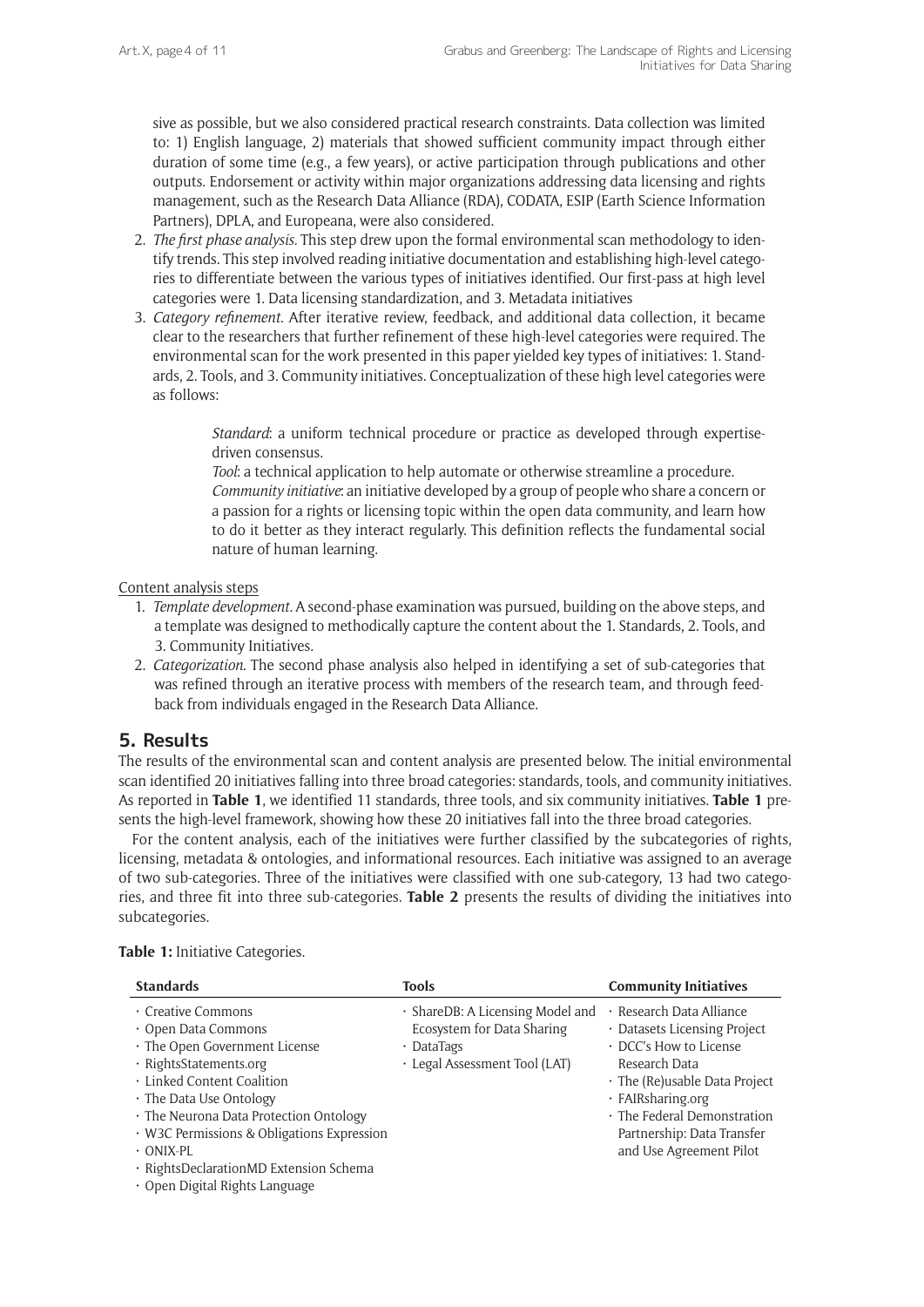sive as possible, but we also considered practical research constraints. Data collection was limited to: 1) English language, 2) materials that showed sufficient community impact through either duration of some time (e.g., a few years), or active participation through publications and other outputs. Endorsement or activity within major organizations addressing data licensing and rights management, such as the Research Data Alliance (RDA), CODATA, ESIP (Earth Science Information Partners), DPLA, and Europeana, were also considered.

2. *The first phase analysis.* This step drew upon the formal environmental scan methodology to identify trends. This step involved reading initiative documentation and establishing high-level categories to differentiate between the various types of initiatives identified. Our first-pass at high level categories were 1. Data licensing standardization, and 3. Metadata initiatives
3. *Category refinement.* After iterative review, feedback, and additional data collection, it became clear to the researchers that further refinement of these high-level categories were required. The environmental scan for the work presented in this paper yielded key types of initiatives: 1. Standards, 2. Tools, and 3. Community initiatives. Conceptualization of these high level categories were as follows:

   *Standard*: a uniform technical procedure or practice as developed through expertise-driven consensus.
   *Tool*: a technical application to help automate or otherwise streamline a procedure.
   *Community initiative*: an initiative developed by a group of people who share a concern or a passion for a rights or licensing topic within the open data community, and learn how to do it better as they interact regularly. This definition reflects the fundamental social nature of human learning.

Content analysis steps

1. *Template development.* A second-phase examination was pursued, building on the above steps, and a template was designed to methodically capture the content about the 1. Standards, 2. Tools, and 3. Community Initiatives.
2. *Categorization.* The second phase analysis also helped in identifying a set of sub-categories that was refined through an iterative process with members of the research team, and through feedback from individuals engaged in the Research Data Alliance.

## 5. Results

The results of the environmental scan and content analysis are presented below. The initial environmental scan identified 20 initiatives falling into three broad categories: standards, tools, and community initiatives. As reported in **Table 1**, we identified 11 standards, three tools, and six community initiatives. **Table 1** presents the high-level framework, showing how these 20 initiatives fall into the three broad categories.

For the content analysis, each of the initiatives were further classified by the subcategories of rights, licensing, metadata & ontologies, and informational resources. Each initiative was assigned to an average of two sub-categories. Three of the initiatives were classified with one sub-category, 13 had two categories, and three fit into three sub-categories. **Table 2** presents the results of dividing the initiatives into subcategories.

**Table 1:** Initiative Categories.

| Standards | Tools | Community Initiatives |
|---|---|---|
| · Creative Commons<br>· Open Data Commons<br>· The Open Government License<br>· RightsStatements.org<br>· Linked Content Coalition<br>· The Data Use Ontology<br>· The Neurona Data Protection Ontology<br>· W3C Permissions & Obligations Expression<br>· ONIX-PL<br>· RightsDeclarationMD Extension Schema<br>· Open Digital Rights Language | · ShareDB: A Licensing Model and Ecosystem for Data Sharing<br>· DataTags<br>· Legal Assessment Tool (LAT) | · Research Data Alliance<br>· Datasets Licensing Project<br>· DCC's How to License Research Data<br>· The (Re)usable Data Project<br>· FAIRsharing.org<br>· The Federal Demonstration Partnership: Data Transfer and Use Agreement Pilot |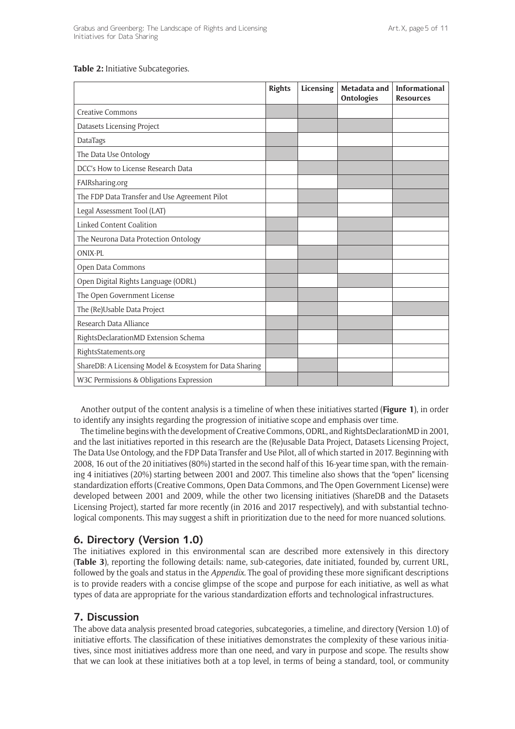**Table 2:** Initiative Subcategories.

| | Rights | Licensing | Metadata and Ontologies | Informational Resources |
|---|---|---|---|---|
| Creative Commons | X | X | | |
| Datasets Licensing Project | | X | X | |
| DataTags | X | | | |
| The Data Use Ontology | X | | X | |
| DCC's How to License Research Data | | X | X | X |
| FAIRsharing.org | | | X | X |
| The FDP Data Transfer and Use Agreement Pilot | | X | | X |
| Legal Assessment Tool (LAT) | | X | | X |
| Linked Content Coalition | X | | X | |
| The Neurona Data Protection Ontology | X | | X | |
| ONIX-PL | | X | X | |
| Open Data Commons | X | X | | |
| Open Digital Rights Language (ODRL) | X | | X | |
| The Open Government License | X | X | | |
| The (Re)Usable Data Project | | X | | X |
| Research Data Alliance | X | X | X | |
| RightsDeclarationMD Extension Schema | X | | X | |
| RightsStatements.org | X | | | |
| ShareDB: A Licensing Model & Ecosystem for Data Sharing | | X | | |
| W3C Permissions & Obligations Expression | X | X | X | |

Another output of the content analysis is a timeline of when these initiatives started (**Figure 1**), in order to identify any insights regarding the progression of initiative scope and emphasis over time.

The timeline begins with the development of Creative Commons, ODRL, and RightsDeclarationMD in 2001, and the last initiatives reported in this research are the (Re)usable Data Project, Datasets Licensing Project, The Data Use Ontology, and the FDP Data Transfer and Use Pilot, all of which started in 2017. Beginning with 2008, 16 out of the 20 initiatives (80%) started in the second half of this 16-year time span, with the remaining 4 initiatives (20%) starting between 2001 and 2007. This timeline also shows that the "open" licensing standardization efforts (Creative Commons, Open Data Commons, and The Open Government License) were developed between 2001 and 2009, while the other two licensing initiatives (ShareDB and the Datasets Licensing Project), started far more recently (in 2016 and 2017 respectively), and with substantial technological components. This may suggest a shift in prioritization due to the need for more nuanced solutions.

## 6. Directory (Version 1.0)

The initiatives explored in this environmental scan are described more extensively in this directory (**Table 3**), reporting the following details: name, sub-categories, date initiated, founded by, current URL, followed by the goals and status in the *Appendix*. The goal of providing these more significant descriptions is to provide readers with a concise glimpse of the scope and purpose for each initiative, as well as what types of data are appropriate for the various standardization efforts and technological infrastructures.

## 7. Discussion

The above data analysis presented broad categories, subcategories, a timeline, and directory (Version 1.0) of initiative efforts. The classification of these initiatives demonstrates the complexity of these various initiatives, since most initiatives address more than one need, and vary in purpose and scope. The results show that we can look at these initiatives both at a top level, in terms of being a standard, tool, or community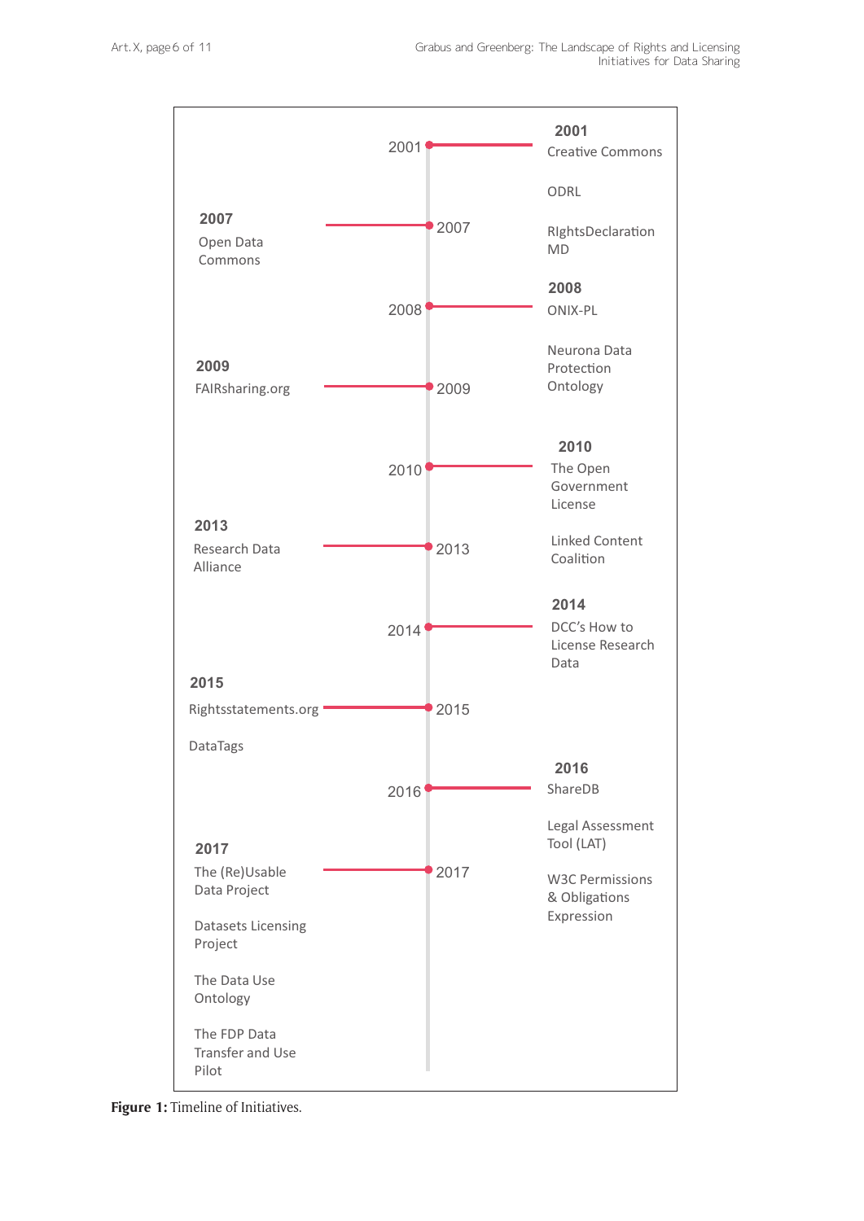**2001**
Creative Commons

ODRL

RIghtsDeclaration MD

**2007**
Open Data Commons

**2008**
ONIX-PL

Neurona Data Protection Ontology

**2009**
FAIRsharing.org

**2010**
The Open Government License

Linked Content Coalition

**2013**
Research Data Alliance

**2014**
DCC's How to License Research Data

**2015**
Rightsstatements.org

DataTags

**2016**
ShareDB

Legal Assessment Tool (LAT)

W3C Permissions & Obligations Expression

**2017**
The (Re)Usable Data Project

Datasets Licensing Project

The Data Use Ontology

The FDP Data Transfer and Use Pilot

**Figure 1:** Timeline of Initiatives.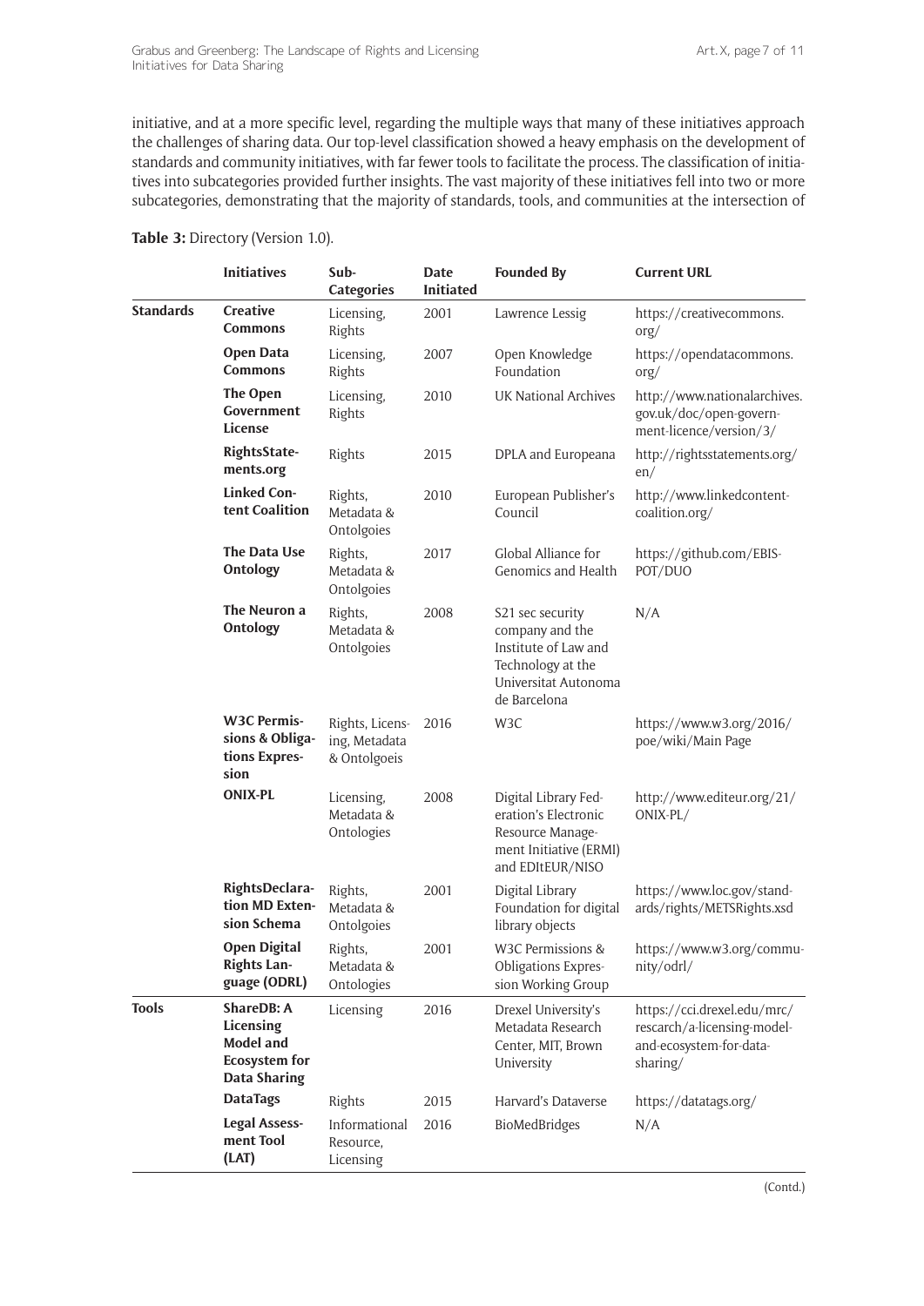initiative, and at a more specific level, regarding the multiple ways that many of these initiatives approach the challenges of sharing data. Our top-level classification showed a heavy emphasis on the development of standards and community initiatives, with far fewer tools to facilitate the process. The classification of initiatives into subcategories provided further insights. The vast majority of these initiatives fell into two or more subcategories, demonstrating that the majority of standards, tools, and communities at the intersection of

**Table 3:** Directory (Version 1.0).

| | Initiatives | Sub-Categories | Date Initiated | Founded By | Current URL |
|---|---|---|---|---|---|
| **Standards** | **Creative Commons** | Licensing, Rights | 2001 | Lawrence Lessig | https://creativecommons.org/ |
| | **Open Data Commons** | Licensing, Rights | 2007 | Open Knowledge Foundation | https://opendatacommons.org/ |
| | **The Open Government License** | Licensing, Rights | 2010 | UK National Archives | http://www.nationalarchives.gov.uk/doc/open-government-licence/version/3/ |
| | **RightsStatements.org** | Rights | 2015 | DPLA and Europeana | http://rightsstatements.org/en/ |
| | **Linked Content Coalition** | Rights, Metadata & Ontolgoies | 2010 | European Publisher's Council | http://www.linkedcontent-coalition.org/ |
| | **The Data Use Ontology** | Rights, Metadata & Ontolgoies | 2017 | Global Alliance for Genomics and Health | https://github.com/EBISPOT/DUO |
| | **The Neuron a Ontology** | Rights, Metadata & Ontolgoies | 2008 | S21 sec security company and the Institute of Law and Technology at the Universitat Autonoma de Barcelona | N/A |
| | **W3C Permissions & Obligations Expression** | Rights, Licensing, Metadata & Ontolgoeis | 2016 | W3C | https://www.w3.org/2016/poe/wiki/Main Page |
| | **ONIX-PL** | Licensing, Metadata & Ontologies | 2008 | Digital Library Federation's Electronic Resource Management Initiative (ERMI) and EDItEUR/NISO | http://www.editeur.org/21/ONIX-PL/ |
| | **RightsDeclaration MD Extension Schema** | Rights, Metadata & Ontolgoies | 2001 | Digital Library Foundation for digital library objects | https://www.loc.gov/standards/rights/METSRights.xsd |
| | **Open Digital Rights Language (ODRL)** | Rights, Metadata & Ontologies | 2001 | W3C Permissions & Obligations Expression Working Group | https://www.w3.org/community/odrl/ |
| **Tools** | **ShareDB: A Licensing Model and Ecosystem for Data Sharing** | Licensing | 2016 | Drexel University's Metadata Research Center, MIT, Brown University | https://cci.drexel.edu/mrc/rescarch/a-licensing-model-and-ecosystem-for-data-sharing/ |
| | **DataTags** | Rights | 2015 | Harvard's Dataverse | https://datatags.org/ |
| | **Legal Assessment Tool (LAT)** | Informational Resource, Licensing | 2016 | BioMedBridges | N/A |

(Contd.)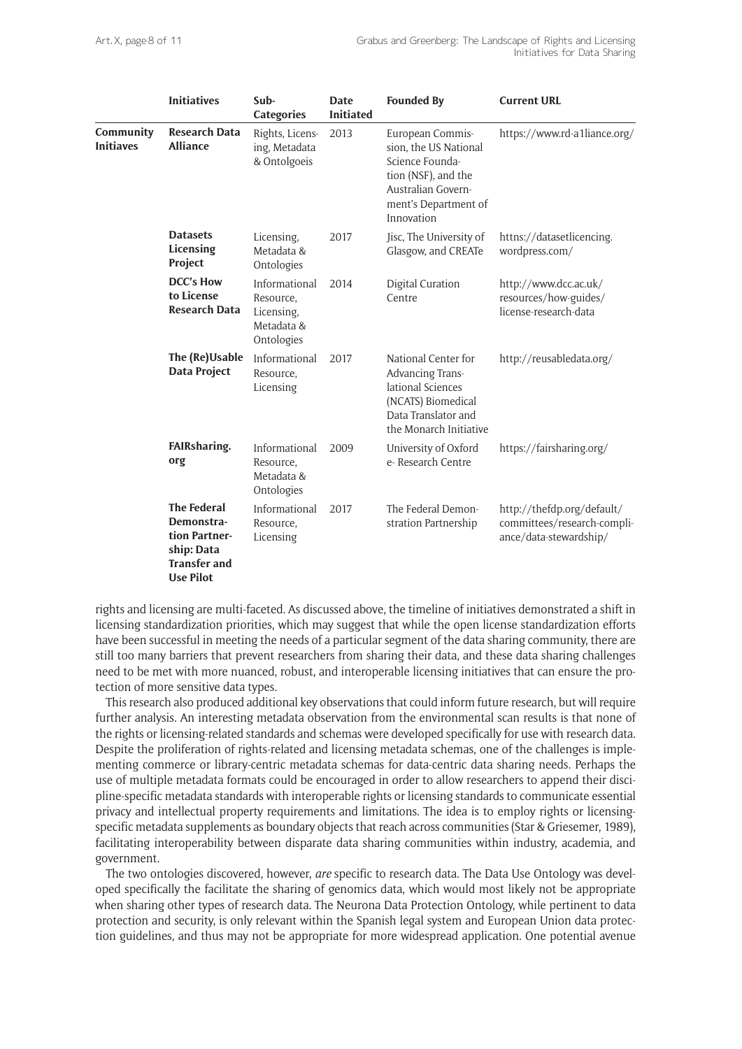| | Initiatives | Sub-Categories | Date Initiated | Founded By | Current URL |
|---|---|---|---|---|---|
| **Community Initiaves** | **Research Data Alliance** | Rights, Licensing, Metadata & Ontolgoeis | 2013 | European Commission, the US National Science Foundation (NSF), and the Australian Government's Department of Innovation | https://www.rd-a1liance.org/ |
| | **Datasets Licensing Project** | Licensing, Metadata & Ontologies | 2017 | Jisc, The University of Glasgow, and CREATe | httns://datasetlicencing.wordpress.com/ |
| | **DCC's How to License Research Data** | Informational Resource, Licensing, Metadata & Ontologies | 2014 | Digital Curation Centre | http://www.dcc.ac.uk/resources/how-guides/license-research-data |
| | **The (Re)Usable Data Project** | Informational Resource, Licensing | 2017 | National Center for Advancing Translational Sciences (NCATS) Biomedical Data Translator and the Monarch Initiative | http://reusabledata.org/ |
| | **FAIRsharing.org** | Informational Resource, Metadata & Ontologies | 2009 | University of Oxford e- Research Centre | https://fairsharing.org/ |
| | **The Federal Demonstration Partnership: Data Transfer and Use Pilot** | Informational Resource, Licensing | 2017 | The Federal Demonstration Partnership | http://thefdp.org/default/committees/research-compliance/data-stewardship/ |

rights and licensing are multi-faceted. As discussed above, the timeline of initiatives demonstrated a shift in licensing standardization priorities, which may suggest that while the open license standardization efforts have been successful in meeting the needs of a particular segment of the data sharing community, there are still too many barriers that prevent researchers from sharing their data, and these data sharing challenges need to be met with more nuanced, robust, and interoperable licensing initiatives that can ensure the protection of more sensitive data types.

This research also produced additional key observations that could inform future research, but will require further analysis. An interesting metadata observation from the environmental scan results is that none of the rights or licensing-related standards and schemas were developed specifically for use with research data. Despite the proliferation of rights-related and licensing metadata schemas, one of the challenges is implementing commerce or library-centric metadata schemas for data-centric data sharing needs. Perhaps the use of multiple metadata formats could be encouraged in order to allow researchers to append their discipline-specific metadata standards with interoperable rights or licensing standards to communicate essential privacy and intellectual property requirements and limitations. The idea is to employ rights or licensing-specific metadata supplements as boundary objects that reach across communities (Star & Griesemer, 1989), facilitating interoperability between disparate data sharing communities within industry, academia, and government.

The two ontologies discovered, however, *are* specific to research data. The Data Use Ontology was developed specifically the facilitate the sharing of genomics data, which would most likely not be appropriate when sharing other types of research data. The Neurona Data Protection Ontology, while pertinent to data protection and security, is only relevant within the Spanish legal system and European Union data protection guidelines, and thus may not be appropriate for more widespread application. One potential avenue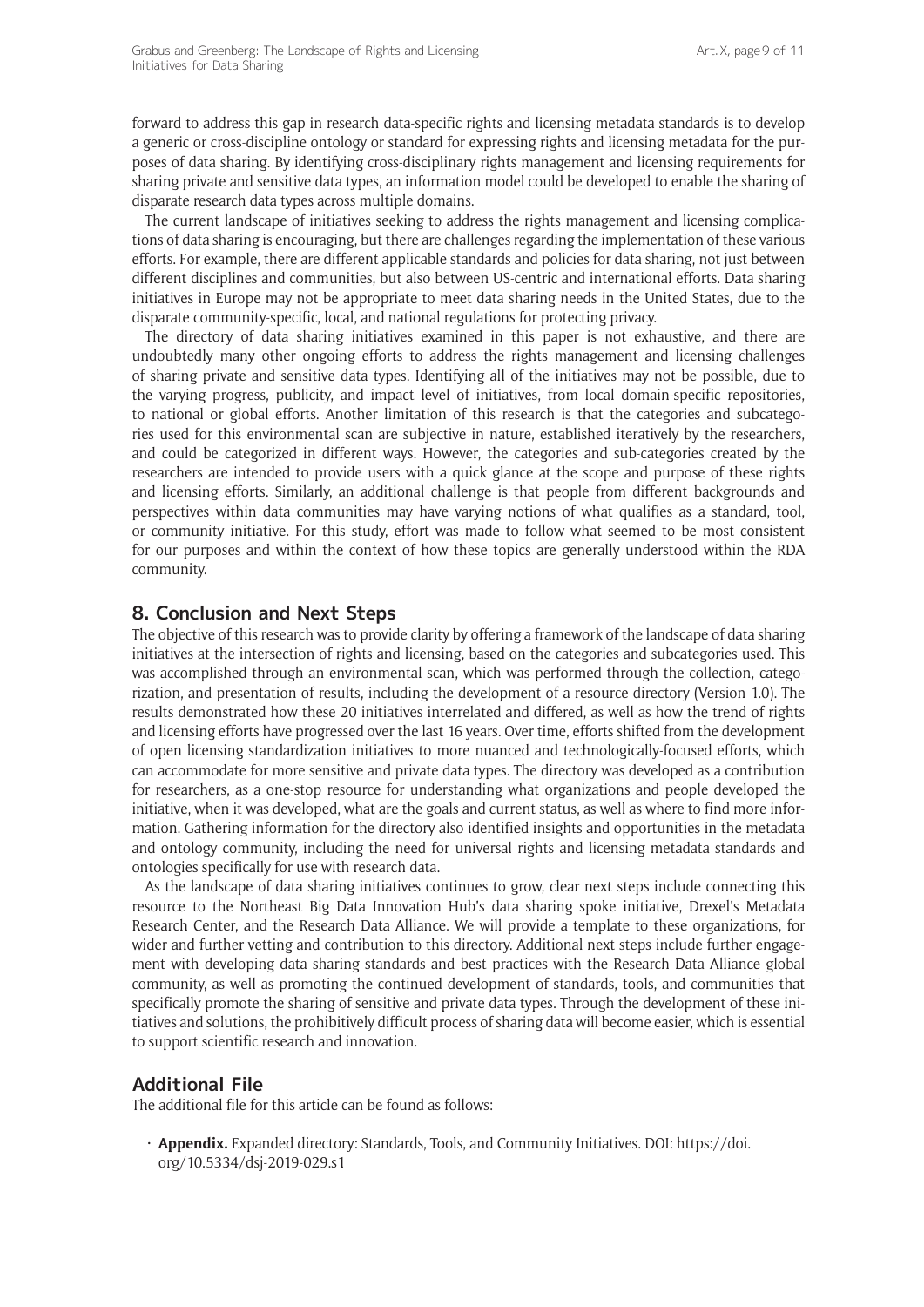forward to address this gap in research data-specific rights and licensing metadata standards is to develop a generic or cross-discipline ontology or standard for expressing rights and licensing metadata for the purposes of data sharing. By identifying cross-disciplinary rights management and licensing requirements for sharing private and sensitive data types, an information model could be developed to enable the sharing of disparate research data types across multiple domains.

The current landscape of initiatives seeking to address the rights management and licensing complications of data sharing is encouraging, but there are challenges regarding the implementation of these various efforts. For example, there are different applicable standards and policies for data sharing, not just between different disciplines and communities, but also between US-centric and international efforts. Data sharing initiatives in Europe may not be appropriate to meet data sharing needs in the United States, due to the disparate community-specific, local, and national regulations for protecting privacy.

The directory of data sharing initiatives examined in this paper is not exhaustive, and there are undoubtedly many other ongoing efforts to address the rights management and licensing challenges of sharing private and sensitive data types. Identifying all of the initiatives may not be possible, due to the varying progress, publicity, and impact level of initiatives, from local domain-specific repositories, to national or global efforts. Another limitation of this research is that the categories and subcategories used for this environmental scan are subjective in nature, established iteratively by the researchers, and could be categorized in different ways. However, the categories and sub-categories created by the researchers are intended to provide users with a quick glance at the scope and purpose of these rights and licensing efforts. Similarly, an additional challenge is that people from different backgrounds and perspectives within data communities may have varying notions of what qualifies as a standard, tool, or community initiative. For this study, effort was made to follow what seemed to be most consistent for our purposes and within the context of how these topics are generally understood within the RDA community.

## 8. Conclusion and Next Steps

The objective of this research was to provide clarity by offering a framework of the landscape of data sharing initiatives at the intersection of rights and licensing, based on the categories and subcategories used. This was accomplished through an environmental scan, which was performed through the collection, categorization, and presentation of results, including the development of a resource directory (Version 1.0). The results demonstrated how these 20 initiatives interrelated and differed, as well as how the trend of rights and licensing efforts have progressed over the last 16 years. Over time, efforts shifted from the development of open licensing standardization initiatives to more nuanced and technologically-focused efforts, which can accommodate for more sensitive and private data types. The directory was developed as a contribution for researchers, as a one-stop resource for understanding what organizations and people developed the initiative, when it was developed, what are the goals and current status, as well as where to find more information. Gathering information for the directory also identified insights and opportunities in the metadata and ontology community, including the need for universal rights and licensing metadata standards and ontologies specifically for use with research data.

As the landscape of data sharing initiatives continues to grow, clear next steps include connecting this resource to the Northeast Big Data Innovation Hub's data sharing spoke initiative, Drexel's Metadata Research Center, and the Research Data Alliance. We will provide a template to these organizations, for wider and further vetting and contribution to this directory. Additional next steps include further engagement with developing data sharing standards and best practices with the Research Data Alliance global community, as well as promoting the continued development of standards, tools, and communities that specifically promote the sharing of sensitive and private data types. Through the development of these initiatives and solutions, the prohibitively difficult process of sharing data will become easier, which is essential to support scientific research and innovation.

## Additional File

The additional file for this article can be found as follows:

- **Appendix.** Expanded directory: Standards, Tools, and Community Initiatives. DOI: https://doi.org/10.5334/dsj-2019-029.s1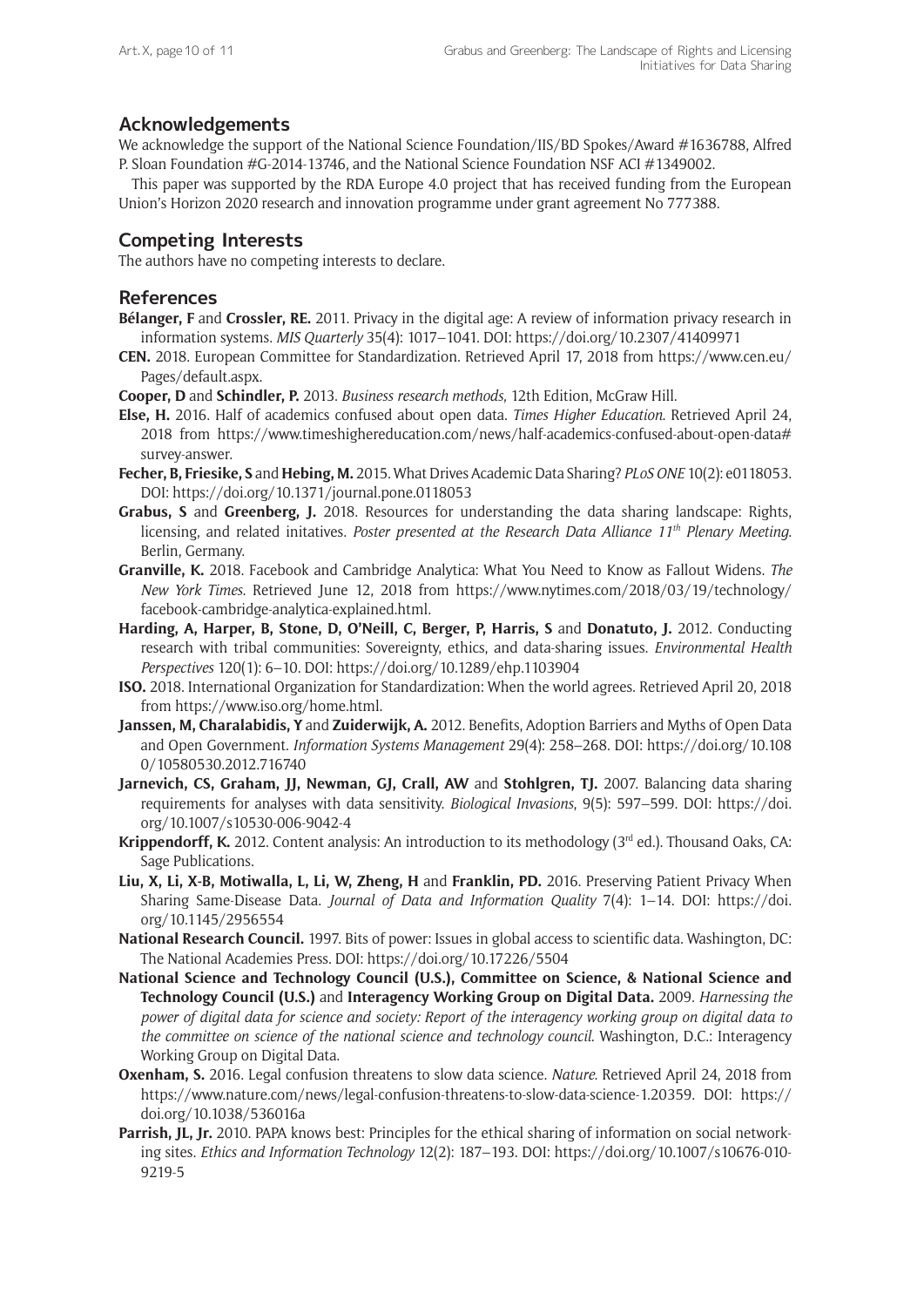## Acknowledgements

We acknowledge the support of the National Science Foundation/IIS/BD Spokes/Award #1636788, Alfred P. Sloan Foundation #G-2014-13746, and the National Science Foundation NSF ACI #1349002.

This paper was supported by the RDA Europe 4.0 project that has received funding from the European Union's Horizon 2020 research and innovation programme under grant agreement No 777388.

## Competing Interests

The authors have no competing interests to declare.

## References

**Bélanger, F** and **Crossler, RE.** 2011. Privacy in the digital age: A review of information privacy research in information systems. *MIS Quarterly* 35(4): 1017–1041. DOI: https://doi.org/10.2307/41409971

**CEN.** 2018. European Committee for Standardization. Retrieved April 17, 2018 from https://www.cen.eu/Pages/default.aspx.

**Cooper, D** and **Schindler, P.** 2013. *Business research methods*, 12th Edition, McGraw Hill.

**Else, H.** 2016. Half of academics confused about open data. *Times Higher Education*. Retrieved April 24, 2018 from https://www.timeshighereducation.com/news/half-academics-confused-about-open-data#survey-answer.

**Fecher, B, Friesike, S** and **Hebing, M.** 2015. What Drives Academic Data Sharing? *PLoS ONE* 10(2): e0118053. DOI: https://doi.org/10.1371/journal.pone.0118053

**Grabus, S** and **Greenberg, J.** 2018. Resources for understanding the data sharing landscape: Rights, licensing, and related initatives. *Poster presented at the Research Data Alliance 11th Plenary Meeting*. Berlin, Germany.

**Granville, K.** 2018. Facebook and Cambridge Analytica: What You Need to Know as Fallout Widens. *The New York Times*. Retrieved June 12, 2018 from https://www.nytimes.com/2018/03/19/technology/facebook-cambridge-analytica-explained.html.

**Harding, A, Harper, B, Stone, D, O'Neill, C, Berger, P, Harris, S** and **Donatuto, J.** 2012. Conducting research with tribal communities: Sovereignty, ethics, and data-sharing issues. *Environmental Health Perspectives* 120(1): 6–10. DOI: https://doi.org/10.1289/ehp.1103904

**ISO.** 2018. International Organization for Standardization: When the world agrees. Retrieved April 20, 2018 from https://www.iso.org/home.html.

**Janssen, M, Charalabidis, Y** and **Zuiderwijk, A.** 2012. Benefits, Adoption Barriers and Myths of Open Data and Open Government. *Information Systems Management* 29(4): 258–268. DOI: https://doi.org/10.1080/10580530.2012.716740

**Jarnevich, CS, Graham, JJ, Newman, GJ, Crall, AW** and **Stohlgren, TJ.** 2007. Balancing data sharing requirements for analyses with data sensitivity. *Biological Invasions*, 9(5): 597–599. DOI: https://doi.org/10.1007/s10530-006-9042-4

**Krippendorff, K.** 2012. Content analysis: An introduction to its methodology (3rd ed.). Thousand Oaks, CA: Sage Publications.

**Liu, X, Li, X-B, Motiwalla, L, Li, W, Zheng, H** and **Franklin, PD.** 2016. Preserving Patient Privacy When Sharing Same-Disease Data. *Journal of Data and Information Quality* 7(4): 1–14. DOI: https://doi.org/10.1145/2956554

**National Research Council.** 1997. Bits of power: Issues in global access to scientific data. Washington, DC: The National Academies Press. DOI: https://doi.org/10.17226/5504

**National Science and Technology Council (U.S.), Committee on Science, & National Science and Technology Council (U.S.)** and **Interagency Working Group on Digital Data.** 2009. *Harnessing the power of digital data for science and society: Report of the interagency working group on digital data to the committee on science of the national science and technology council*. Washington, D.C.: Interagency Working Group on Digital Data.

**Oxenham, S.** 2016. Legal confusion threatens to slow data science. *Nature*. Retrieved April 24, 2018 from https://www.nature.com/news/legal-confusion-threatens-to-slow-data-science-1.20359. DOI: https://doi.org/10.1038/536016a

**Parrish, JL, Jr.** 2010. PAPA knows best: Principles for the ethical sharing of information on social networking sites. *Ethics and Information Technology* 12(2): 187–193. DOI: https://doi.org/10.1007/s10676-010-9219-5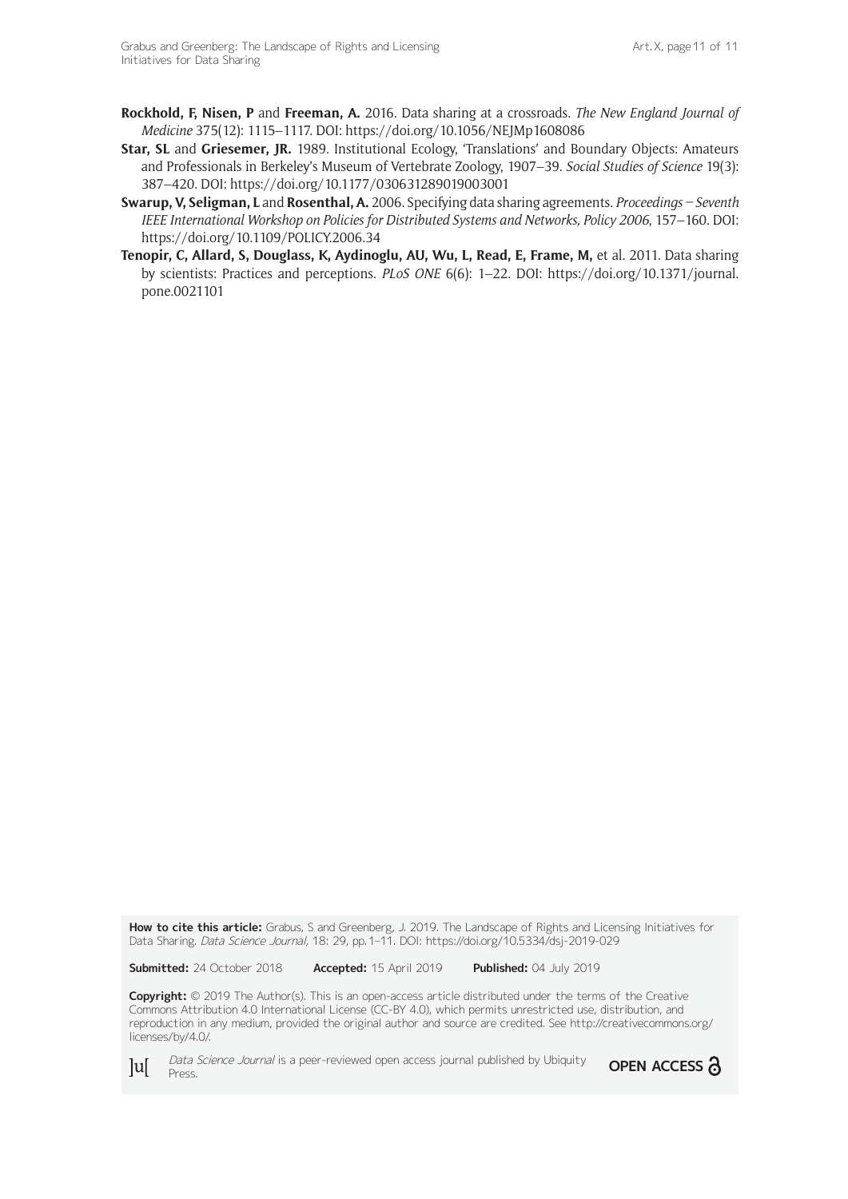**Rockhold, F, Nisen, P** and **Freeman, A.** 2016. Data sharing at a crossroads. *The New England Journal of Medicine* 375(12): 1115–1117. DOI: https://doi.org/10.1056/NEJMp1608086

**Star, SL** and **Griesemer, JR.** 1989. Institutional Ecology, 'Translations' and Boundary Objects: Amateurs and Professionals in Berkeley's Museum of Vertebrate Zoology, 1907–39. *Social Studies of Science* 19(3): 387–420. DOI: https://doi.org/10.1177/030631289019003001

**Swarup, V, Seligman, L** and **Rosenthal, A.** 2006. Specifying data sharing agreements. *Proceedings – Seventh IEEE International Workshop on Policies for Distributed Systems and Networks, Policy 2006*, 157–160. DOI: https://doi.org/10.1109/POLICY.2006.34

**Tenopir, C, Allard, S, Douglass, K, Aydinoglu, AU, Wu, L, Read, E, Frame, M,** et al. 2011. Data sharing by scientists: Practices and perceptions. *PLoS ONE* 6(6): 1–22. DOI: https://doi.org/10.1371/journal.pone.0021101

**How to cite this article:** Grabus, S and Greenberg, J. 2019. The Landscape of Rights and Licensing Initiatives for Data Sharing. *Data Science Journal,* 18: 29, pp. 1–11. DOI: https://doi.org/10.5334/dsj-2019-029

**Submitted:** 24 October 2018 **Accepted:** 15 April 2019 **Published:** 04 July 2019

**Copyright:** © 2019 The Author(s). This is an open-access article distributed under the terms of the Creative Commons Attribution 4.0 International License (CC-BY 4.0), which permits unrestricted use, distribution, and reproduction in any medium, provided the original author and source are credited. See http://creativecommons.org/licenses/by/4.0/.

*Data Science Journal* is a peer-reviewed open access journal published by Ubiquity Press.

**OPEN ACCESS**